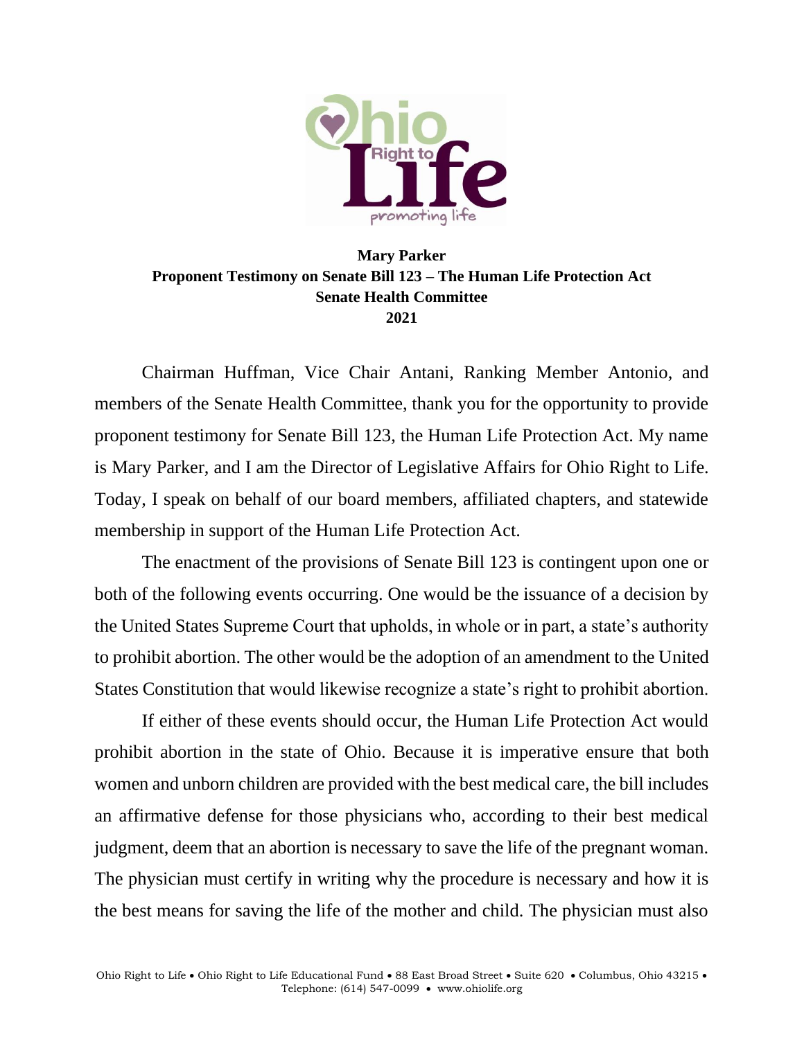**Mary Parker**
**Proponent Testimony on Senate Bill 123 – The Human Life Protection Act**
**Senate Health Committee**
**2021**

Chairman Huffman, Vice Chair Antani, Ranking Member Antonio, and members of the Senate Health Committee, thank you for the opportunity to provide proponent testimony for Senate Bill 123, the Human Life Protection Act. My name is Mary Parker, and I am the Director of Legislative Affairs for Ohio Right to Life. Today, I speak on behalf of our board members, affiliated chapters, and statewide membership in support of the Human Life Protection Act.

The enactment of the provisions of Senate Bill 123 is contingent upon one or both of the following events occurring. One would be the issuance of a decision by the United States Supreme Court that upholds, in whole or in part, a state's authority to prohibit abortion. The other would be the adoption of an amendment to the United States Constitution that would likewise recognize a state's right to prohibit abortion.

If either of these events should occur, the Human Life Protection Act would prohibit abortion in the state of Ohio. Because it is imperative ensure that both women and unborn children are provided with the best medical care, the bill includes an affirmative defense for those physicians who, according to their best medical judgment, deem that an abortion is necessary to save the life of the pregnant woman. The physician must certify in writing why the procedure is necessary and how it is the best means for saving the life of the mother and child. The physician must also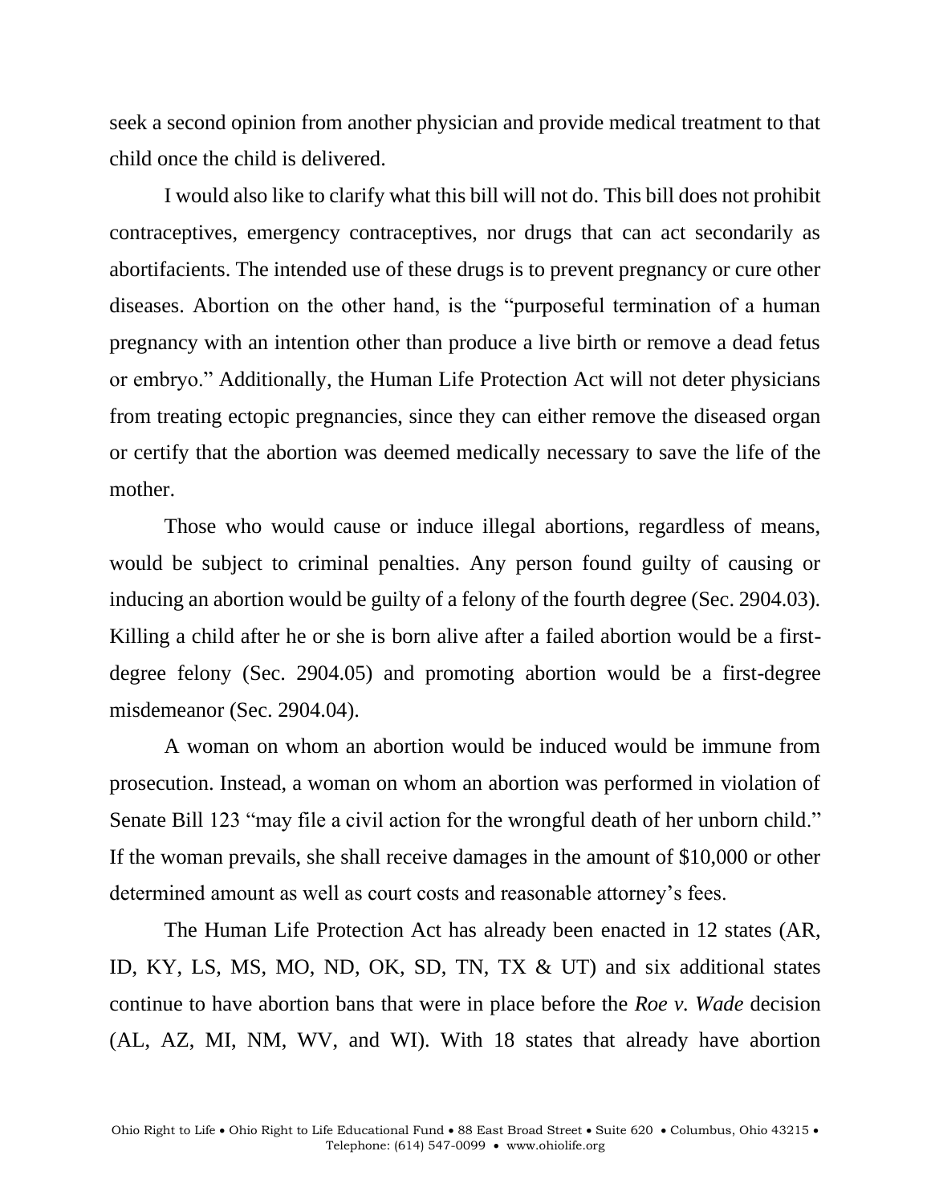seek a second opinion from another physician and provide medical treatment to that child once the child is delivered.

I would also like to clarify what this bill will not do. This bill does not prohibit contraceptives, emergency contraceptives, nor drugs that can act secondarily as abortifacients. The intended use of these drugs is to prevent pregnancy or cure other diseases. Abortion on the other hand, is the "purposeful termination of a human pregnancy with an intention other than produce a live birth or remove a dead fetus or embryo." Additionally, the Human Life Protection Act will not deter physicians from treating ectopic pregnancies, since they can either remove the diseased organ or certify that the abortion was deemed medically necessary to save the life of the mother.

Those who would cause or induce illegal abortions, regardless of means, would be subject to criminal penalties. Any person found guilty of causing or inducing an abortion would be guilty of a felony of the fourth degree (Sec. 2904.03). Killing a child after he or she is born alive after a failed abortion would be a first-degree felony (Sec. 2904.05) and promoting abortion would be a first-degree misdemeanor (Sec. 2904.04).

A woman on whom an abortion would be induced would be immune from prosecution. Instead, a woman on whom an abortion was performed in violation of Senate Bill 123 "may file a civil action for the wrongful death of her unborn child." If the woman prevails, she shall receive damages in the amount of $10,000 or other determined amount as well as court costs and reasonable attorney's fees.

The Human Life Protection Act has already been enacted in 12 states (AR, ID, KY, LS, MS, MO, ND, OK, SD, TN, TX & UT) and six additional states continue to have abortion bans that were in place before the *Roe v. Wade* decision (AL, AZ, MI, NM, WV, and WI). With 18 states that already have abortion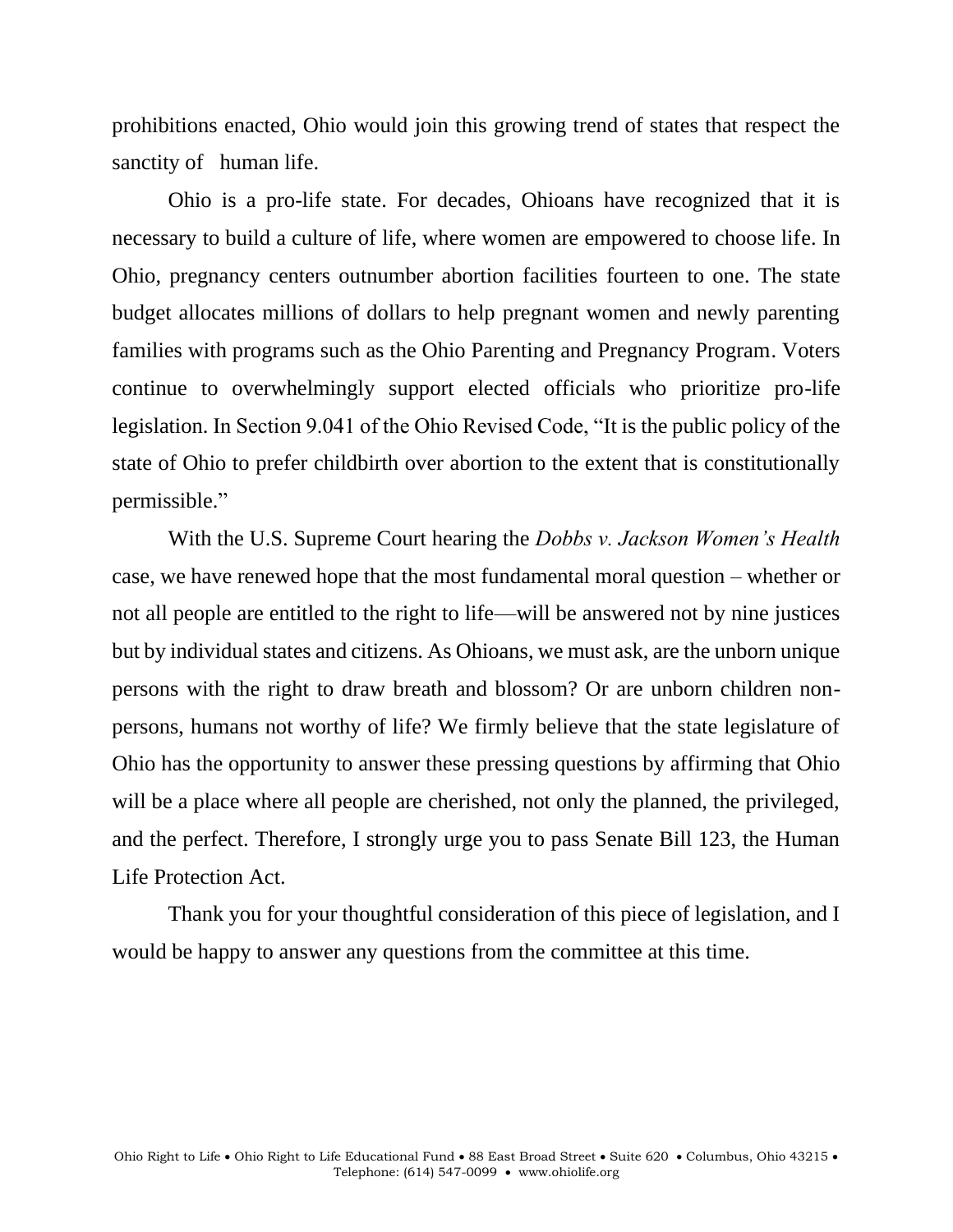prohibitions enacted, Ohio would join this growing trend of states that respect the sanctity of human life.

Ohio is a pro-life state. For decades, Ohioans have recognized that it is necessary to build a culture of life, where women are empowered to choose life. In Ohio, pregnancy centers outnumber abortion facilities fourteen to one. The state budget allocates millions of dollars to help pregnant women and newly parenting families with programs such as the Ohio Parenting and Pregnancy Program. Voters continue to overwhelmingly support elected officials who prioritize pro-life legislation. In Section 9.041 of the Ohio Revised Code, "It is the public policy of the state of Ohio to prefer childbirth over abortion to the extent that is constitutionally permissible."

With the U.S. Supreme Court hearing the *Dobbs v. Jackson Women's Health* case, we have renewed hope that the most fundamental moral question – whether or not all people are entitled to the right to life—will be answered not by nine justices but by individual states and citizens. As Ohioans, we must ask, are the unborn unique persons with the right to draw breath and blossom? Or are unborn children non-persons, humans not worthy of life? We firmly believe that the state legislature of Ohio has the opportunity to answer these pressing questions by affirming that Ohio will be a place where all people are cherished, not only the planned, the privileged, and the perfect. Therefore, I strongly urge you to pass Senate Bill 123, the Human Life Protection Act.

Thank you for your thoughtful consideration of this piece of legislation, and I would be happy to answer any questions from the committee at this time.

Ohio Right to Life • Ohio Right to Life Educational Fund • 88 East Broad Street • Suite 620 • Columbus, Ohio 43215 • Telephone: (614) 547-0099 • www.ohiolife.org